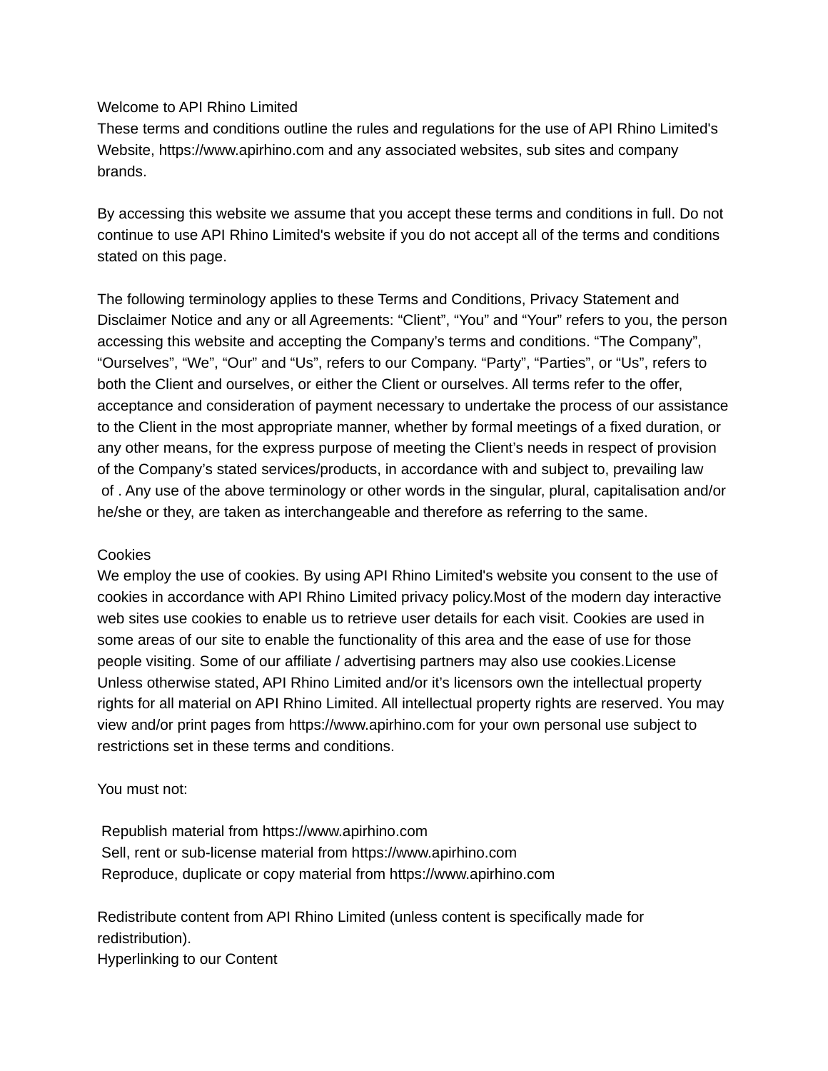Welcome to API Rhino Limited

These terms and conditions outline the rules and regulations for the use of API Rhino Limited's Website, https://www.apirhino.com and any associated websites, sub sites and company brands.

By accessing this website we assume that you accept these terms and conditions in full. Do not continue to use API Rhino Limited's website if you do not accept all of the terms and conditions stated on this page.

The following terminology applies to these Terms and Conditions, Privacy Statement and Disclaimer Notice and any or all Agreements: “Client”, “You” and “Your” refers to you, the person accessing this website and accepting the Company’s terms and conditions. “The Company”, “Ourselves”, “We”, “Our” and “Us”, refers to our Company. “Party”, “Parties”, or “Us”, refers to both the Client and ourselves, or either the Client or ourselves. All terms refer to the offer, acceptance and consideration of payment necessary to undertake the process of our assistance to the Client in the most appropriate manner, whether by formal meetings of a fixed duration, or any other means, for the express purpose of meeting the Client’s needs in respect of provision of the Company’s stated services/products, in accordance with and subject to, prevailing law of . Any use of the above terminology or other words in the singular, plural, capitalisation and/or he/she or they, are taken as interchangeable and therefore as referring to the same.

Cookies

We employ the use of cookies. By using API Rhino Limited's website you consent to the use of cookies in accordance with API Rhino Limited privacy policy.Most of the modern day interactive web sites use cookies to enable us to retrieve user details for each visit. Cookies are used in some areas of our site to enable the functionality of this area and the ease of use for those people visiting. Some of our affiliate / advertising partners may also use cookies.License

Unless otherwise stated, API Rhino Limited and/or it’s licensors own the intellectual property rights for all material on API Rhino Limited. All intellectual property rights are reserved. You may view and/or print pages from https://www.apirhino.com for your own personal use subject to restrictions set in these terms and conditions.

You must not:

Republish material from https://www.apirhino.com
Sell, rent or sub-license material from https://www.apirhino.com
Reproduce, duplicate or copy material from https://www.apirhino.com

Redistribute content from API Rhino Limited (unless content is specifically made for redistribution).

Hyperlinking to our Content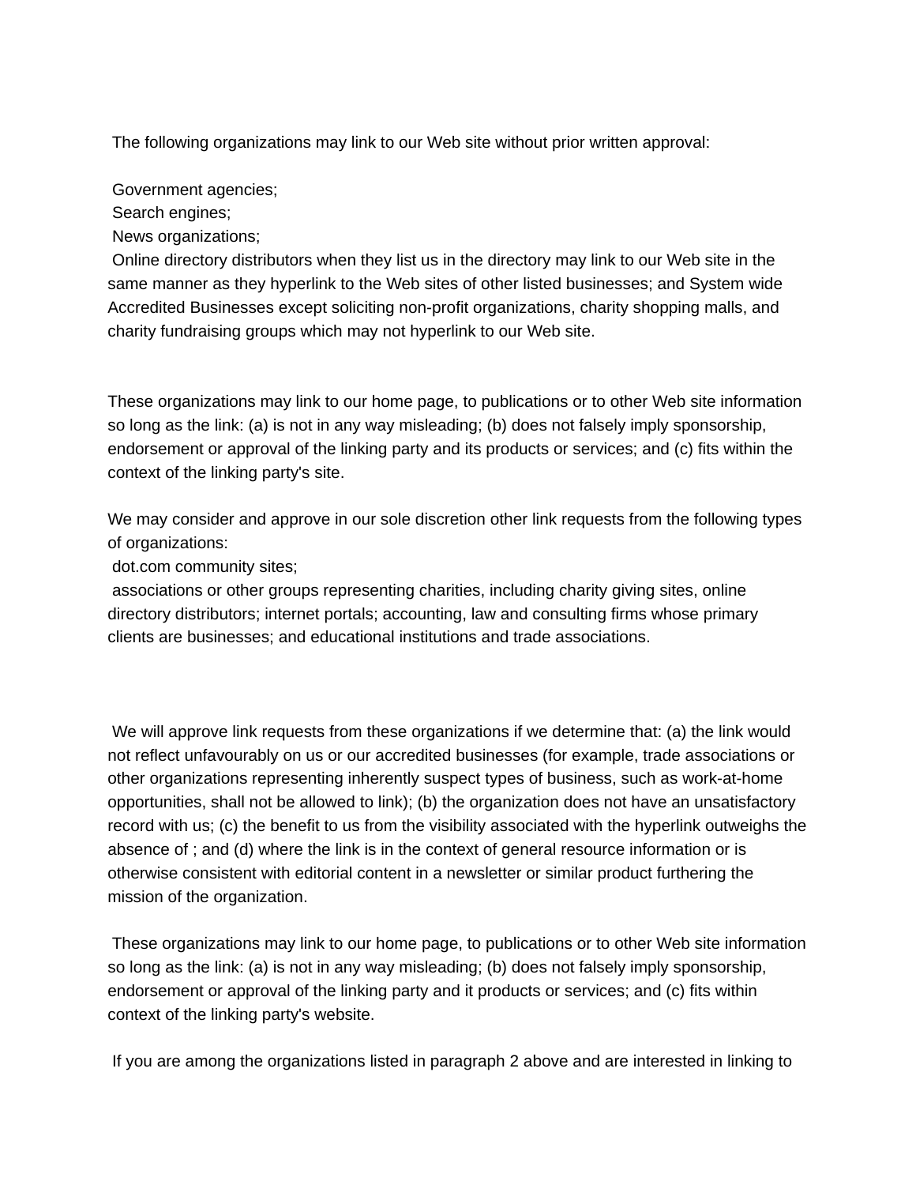The following organizations may link to our Web site without prior written approval:

Government agencies;
Search engines;
News organizations;
Online directory distributors when they list us in the directory may link to our Web site in the same manner as they hyperlink to the Web sites of other listed businesses; and System wide Accredited Businesses except soliciting non-profit organizations, charity shopping malls, and charity fundraising groups which may not hyperlink to our Web site.

These organizations may link to our home page, to publications or to other Web site information so long as the link: (a) is not in any way misleading; (b) does not falsely imply sponsorship, endorsement or approval of the linking party and its products or services; and (c) fits within the context of the linking party's site.

We may consider and approve in our sole discretion other link requests from the following types of organizations:
dot.com community sites;
associations or other groups representing charities, including charity giving sites, online directory distributors; internet portals; accounting, law and consulting firms whose primary clients are businesses; and educational institutions and trade associations.

We will approve link requests from these organizations if we determine that: (a) the link would not reflect unfavourably on us or our accredited businesses (for example, trade associations or other organizations representing inherently suspect types of business, such as work-at-home opportunities, shall not be allowed to link); (b) the organization does not have an unsatisfactory record with us; (c) the benefit to us from the visibility associated with the hyperlink outweighs the absence of ; and (d) where the link is in the context of general resource information or is otherwise consistent with editorial content in a newsletter or similar product furthering the mission of the organization.

These organizations may link to our home page, to publications or to other Web site information so long as the link: (a) is not in any way misleading; (b) does not falsely imply sponsorship, endorsement or approval of the linking party and it products or services; and (c) fits within context of the linking party's website.

If you are among the organizations listed in paragraph 2 above and are interested in linking to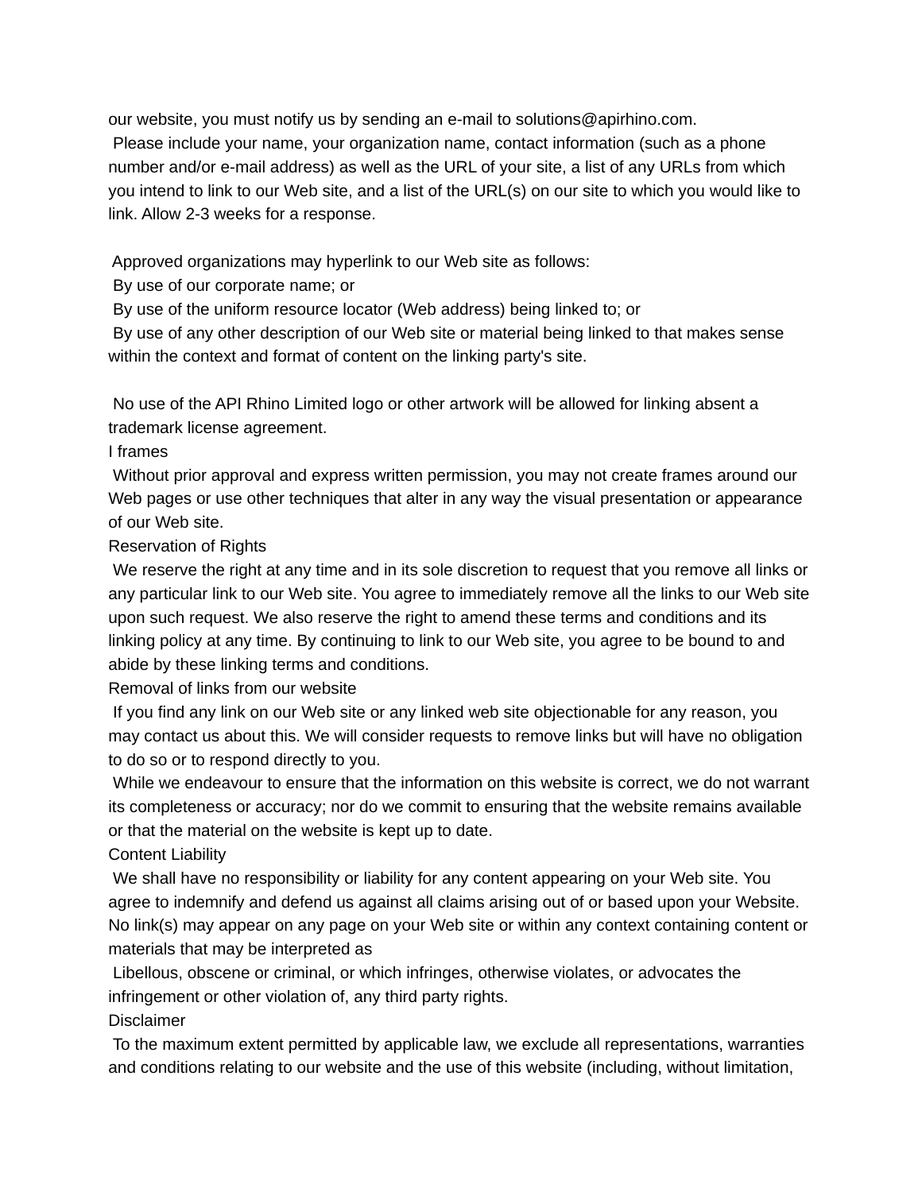our website, you must notify us by sending an e-mail to solutions@apirhino.com.

Please include your name, your organization name, contact information (such as a phone number and/or e-mail address) as well as the URL of your site, a list of any URLs from which you intend to link to our Web site, and a list of the URL(s) on our site to which you would like to link. Allow 2-3 weeks for a response.

Approved organizations may hyperlink to our Web site as follows:

By use of our corporate name; or

By use of the uniform resource locator (Web address) being linked to; or

By use of any other description of our Web site or material being linked to that makes sense within the context and format of content on the linking party's site.

No use of the API Rhino Limited logo or other artwork will be allowed for linking absent a trademark license agreement.

## I frames

Without prior approval and express written permission, you may not create frames around our Web pages or use other techniques that alter in any way the visual presentation or appearance of our Web site.

## Reservation of Rights

We reserve the right at any time and in its sole discretion to request that you remove all links or any particular link to our Web site. You agree to immediately remove all the links to our Web site upon such request. We also reserve the right to amend these terms and conditions and its linking policy at any time. By continuing to link to our Web site, you agree to be bound to and abide by these linking terms and conditions.

## Removal of links from our website

If you find any link on our Web site or any linked web site objectionable for any reason, you may contact us about this. We will consider requests to remove links but will have no obligation to do so or to respond directly to you.

While we endeavour to ensure that the information on this website is correct, we do not warrant its completeness or accuracy; nor do we commit to ensuring that the website remains available or that the material on the website is kept up to date.

## Content Liability

We shall have no responsibility or liability for any content appearing on your Web site. You agree to indemnify and defend us against all claims arising out of or based upon your Website. No link(s) may appear on any page on your Web site or within any context containing content or materials that may be interpreted as

Libellous, obscene or criminal, or which infringes, otherwise violates, or advocates the infringement or other violation of, any third party rights.

## Disclaimer

To the maximum extent permitted by applicable law, we exclude all representations, warranties and conditions relating to our website and the use of this website (including, without limitation,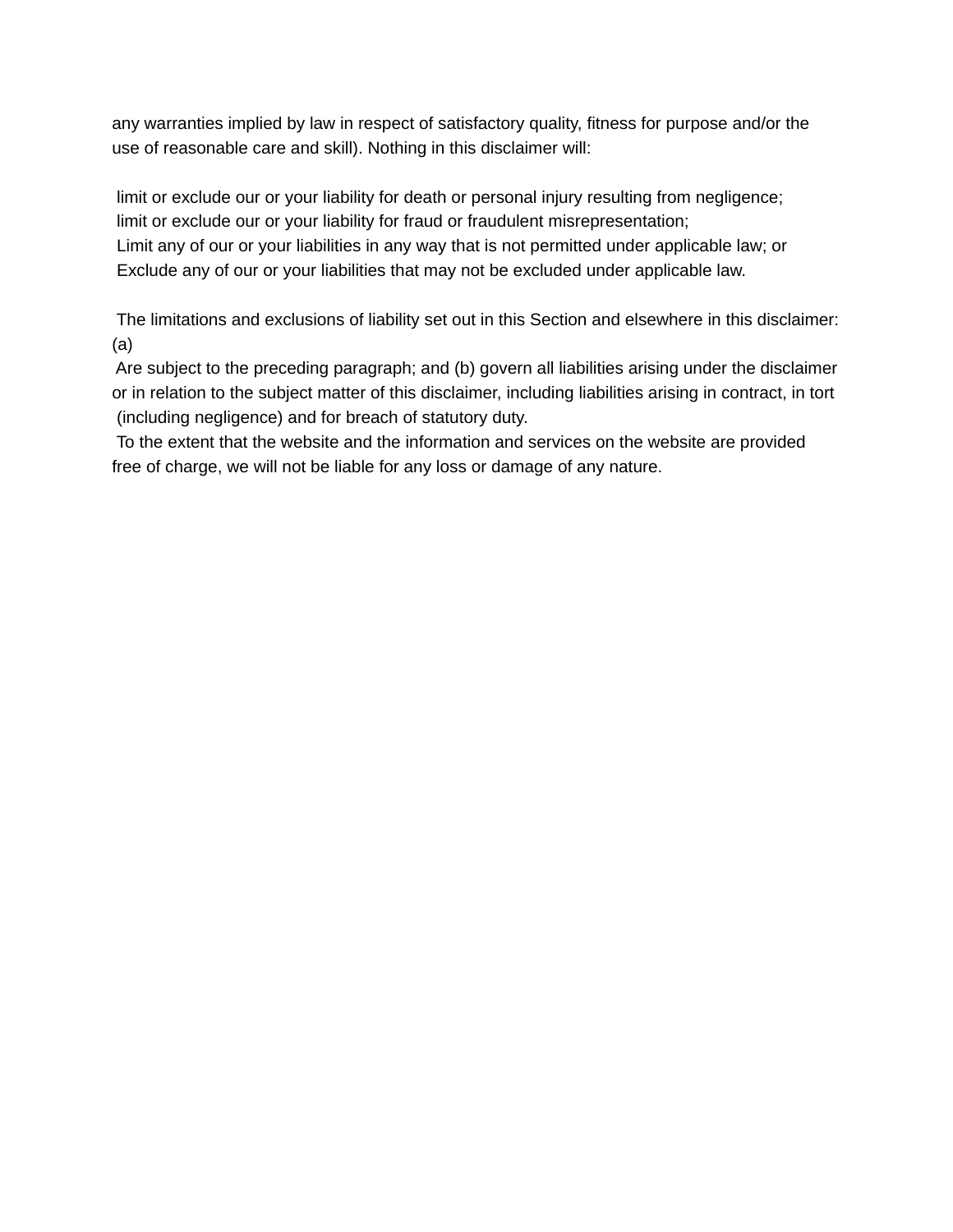any warranties implied by law in respect of satisfactory quality, fitness for purpose and/or the use of reasonable care and skill). Nothing in this disclaimer will:

limit or exclude our or your liability for death or personal injury resulting from negligence;
limit or exclude our or your liability for fraud or fraudulent misrepresentation;
Limit any of our or your liabilities in any way that is not permitted under applicable law; or
Exclude any of our or your liabilities that may not be excluded under applicable law.

The limitations and exclusions of liability set out in this Section and elsewhere in this disclaimer: (a)
Are subject to the preceding paragraph; and (b) govern all liabilities arising under the disclaimer or in relation to the subject matter of this disclaimer, including liabilities arising in contract, in tort (including negligence) and for breach of statutory duty.
To the extent that the website and the information and services on the website are provided free of charge, we will not be liable for any loss or damage of any nature.